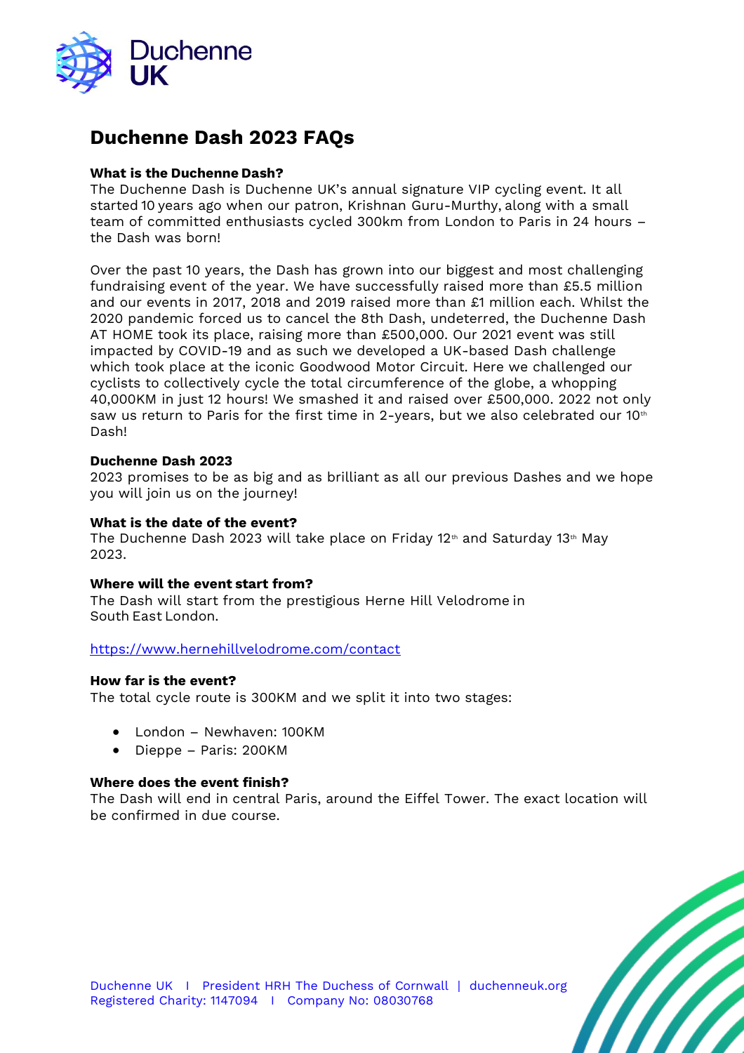# Duchenne Dash 2023 FAQs

**What is the Duchenne Dash?**
The Duchenne Dash is Duchenne UK's annual signature VIP cycling event. It all started 10 years ago when our patron, Krishnan Guru-Murthy, along with a small team of committed enthusiasts cycled 300km from London to Paris in 24 hours – the Dash was born!

Over the past 10 years, the Dash has grown into our biggest and most challenging fundraising event of the year. We have successfully raised more than £5.5 million and our events in 2017, 2018 and 2019 raised more than £1 million each. Whilst the 2020 pandemic forced us to cancel the 8th Dash, undeterred, the Duchenne Dash AT HOME took its place, raising more than £500,000. Our 2021 event was still impacted by COVID-19 and as such we developed a UK-based Dash challenge which took place at the iconic Goodwood Motor Circuit. Here we challenged our cyclists to collectively cycle the total circumference of the globe, a whopping 40,000KM in just 12 hours! We smashed it and raised over £500,000. 2022 not only saw us return to Paris for the first time in 2-years, but we also celebrated our 10th Dash!

**Duchenne Dash 2023**
2023 promises to be as big and as brilliant as all our previous Dashes and we hope you will join us on the journey!

**What is the date of the event?**
The Duchenne Dash 2023 will take place on Friday 12th and Saturday 13th May 2023.

**Where will the event start from?**
The Dash will start from the prestigious Herne Hill Velodrome in South East London.

https://www.hernehillvelodrome.com/contact

**How far is the event?**
The total cycle route is 300KM and we split it into two stages:

- London – Newhaven: 100KM
- Dieppe – Paris: 200KM

**Where does the event finish?**
The Dash will end in central Paris, around the Eiffel Tower. The exact location will be confirmed in due course.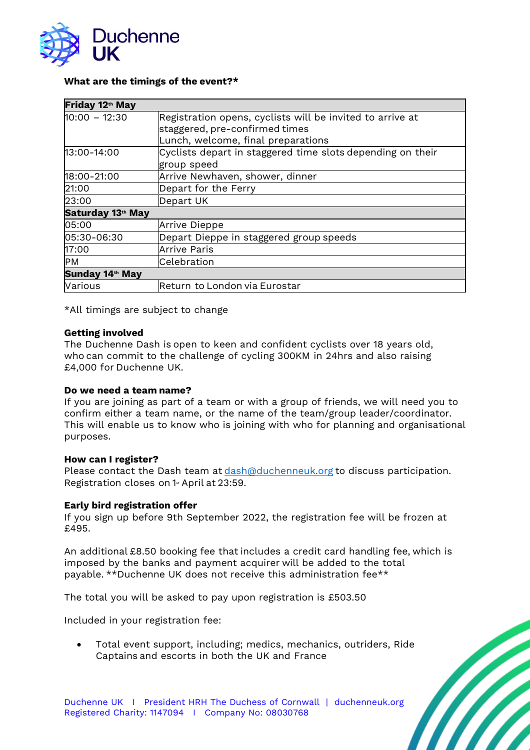**What are the timings of the event?***

| Friday 12th May | |
|---|---|
| 10:00 – 12:30 | Registration opens, cyclists will be invited to arrive at staggered, pre-confirmed times<br>Lunch, welcome, final preparations |
| 13:00-14:00 | Cyclists depart in staggered time slots depending on their group speed |
| 18:00-21:00 | Arrive Newhaven, shower, dinner |
| 21:00 | Depart for the Ferry |
| 23:00 | Depart UK |
| **Saturday 13th May** | |
| 05:00 | Arrive Dieppe |
| 05:30-06:30 | Depart Dieppe in staggered group speeds |
| 17:00 | Arrive Paris |
| PM | Celebration |
| **Sunday 14th May** | |
| Various | Return to London via Eurostar |

*All timings are subject to change

**Getting involved**

The Duchenne Dash is open to keen and confident cyclists over 18 years old, who can commit to the challenge of cycling 300KM in 24hrs and also raising £4,000 for Duchenne UK.

**Do we need a team name?**

If you are joining as part of a team or with a group of friends, we will need you to confirm either a team name, or the name of the team/group leader/coordinator. This will enable us to know who is joining with who for planning and organisational purposes.

**How can I register?**

Please contact the Dash team at dash@duchenneuk.org to discuss participation. Registration closes on 1st April at 23:59.

**Early bird registration offer**

If you sign up before 9th September 2022, the registration fee will be frozen at £495.

An additional £8.50 booking fee that includes a credit card handling fee, which is imposed by the banks and payment acquirer will be added to the total payable. **Duchenne UK does not receive this administration fee**

The total you will be asked to pay upon registration is £503.50

Included in your registration fee:

- Total event support, including; medics, mechanics, outriders, Ride Captains and escorts in both the UK and France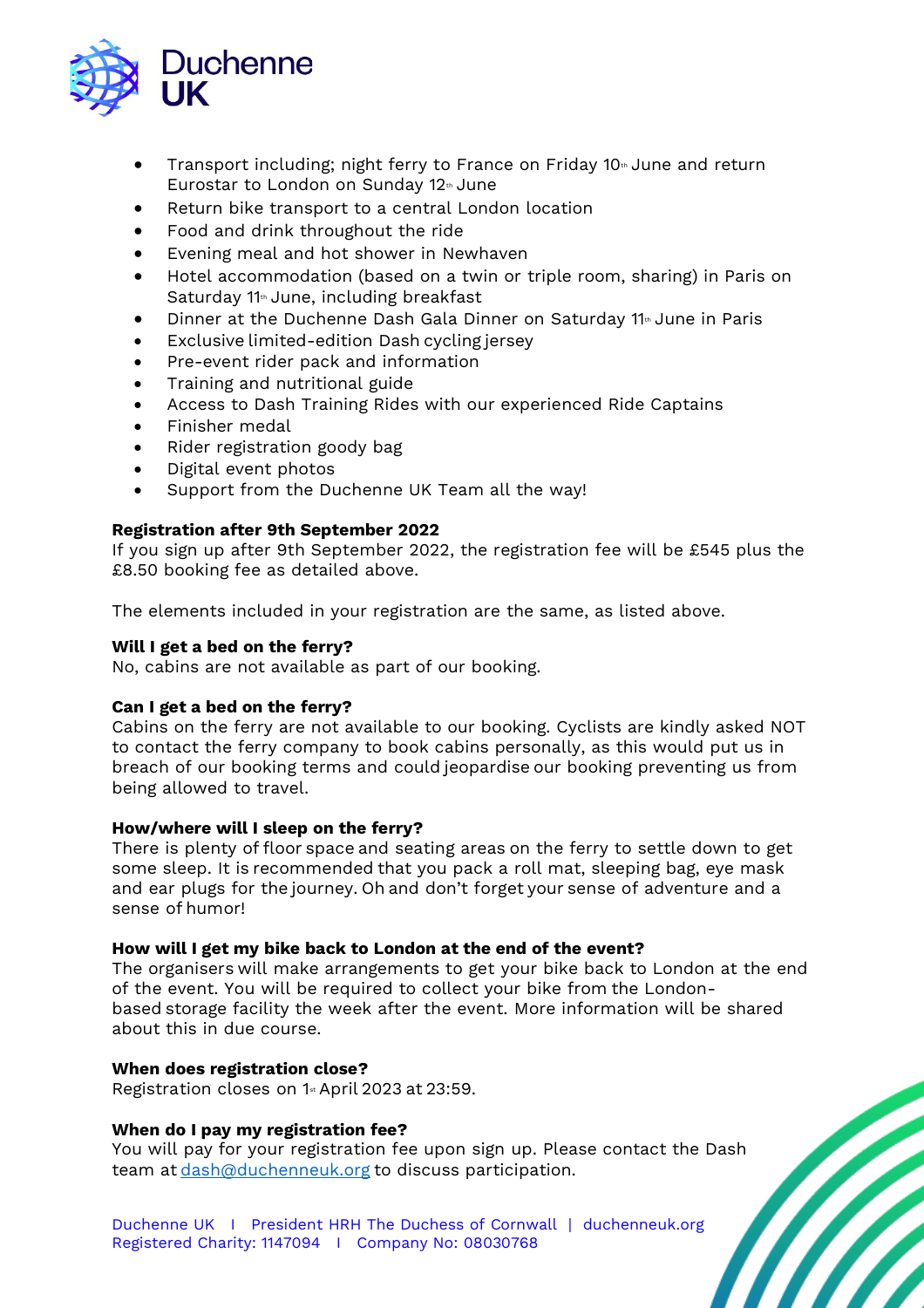- Transport including; night ferry to France on Friday 10th June and return Eurostar to London on Sunday 12th June
- Return bike transport to a central London location
- Food and drink throughout the ride
- Evening meal and hot shower in Newhaven
- Hotel accommodation (based on a twin or triple room, sharing) in Paris on Saturday 11th June, including breakfast
- Dinner at the Duchenne Dash Gala Dinner on Saturday 11th June in Paris
- Exclusive limited-edition Dash cycling jersey
- Pre-event rider pack and information
- Training and nutritional guide
- Access to Dash Training Rides with our experienced Ride Captains
- Finisher medal
- Rider registration goody bag
- Digital event photos
- Support from the Duchenne UK Team all the way!

**Registration after 9th September 2022**

If you sign up after 9th September 2022, the registration fee will be £545 plus the £8.50 booking fee as detailed above.

The elements included in your registration are the same, as listed above.

**Will I get a bed on the ferry?**

No, cabins are not available as part of our booking.

**Can I get a bed on the ferry?**

Cabins on the ferry are not available to our booking. Cyclists are kindly asked NOT to contact the ferry company to book cabins personally, as this would put us in breach of our booking terms and could jeopardise our booking preventing us from being allowed to travel.

**How/where will I sleep on the ferry?**

There is plenty of floor space and seating areas on the ferry to settle down to get some sleep. It is recommended that you pack a roll mat, sleeping bag, eye mask and ear plugs for the journey. Oh and don't forget your sense of adventure and a sense of humor!

**How will I get my bike back to London at the end of the event?**

The organisers will make arrangements to get your bike back to London at the end of the event. You will be required to collect your bike from the London-based storage facility the week after the event. More information will be shared about this in due course.

**When does registration close?**

Registration closes on 1st April 2023 at 23:59.

**When do I pay my registration fee?**

You will pay for your registration fee upon sign up. Please contact the Dash team at dash@duchenneuk.org to discuss participation.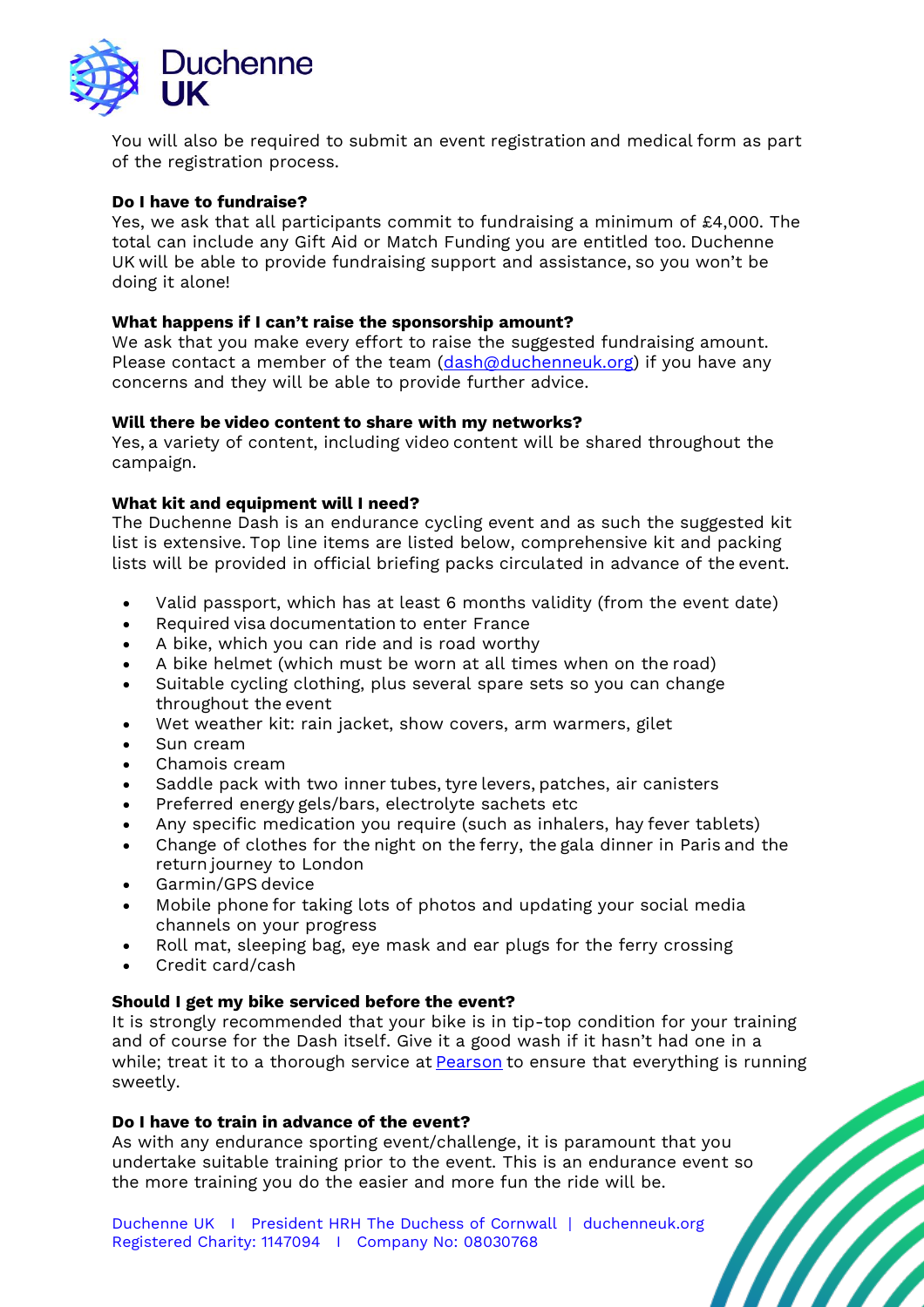You will also be required to submit an event registration and medical form as part of the registration process.

**Do I have to fundraise?**
Yes, we ask that all participants commit to fundraising a minimum of £4,000. The total can include any Gift Aid or Match Funding you are entitled too. Duchenne UK will be able to provide fundraising support and assistance, so you won't be doing it alone!

**What happens if I can't raise the sponsorship amount?**
We ask that you make every effort to raise the suggested fundraising amount. Please contact a member of the team (dash@duchenneuk.org) if you have any concerns and they will be able to provide further advice.

**Will there be video content to share with my networks?**
Yes, a variety of content, including video content will be shared throughout the campaign.

**What kit and equipment will I need?**
The Duchenne Dash is an endurance cycling event and as such the suggested kit list is extensive. Top line items are listed below, comprehensive kit and packing lists will be provided in official briefing packs circulated in advance of the event.

- Valid passport, which has at least 6 months validity (from the event date)
- Required visa documentation to enter France
- A bike, which you can ride and is road worthy
- A bike helmet (which must be worn at all times when on the road)
- Suitable cycling clothing, plus several spare sets so you can change throughout the event
- Wet weather kit: rain jacket, show covers, arm warmers, gilet
- Sun cream
- Chamois cream
- Saddle pack with two inner tubes, tyre levers, patches, air canisters
- Preferred energy gels/bars, electrolyte sachets etc
- Any specific medication you require (such as inhalers, hay fever tablets)
- Change of clothes for the night on the ferry, the gala dinner in Paris and the return journey to London
- Garmin/GPS device
- Mobile phone for taking lots of photos and updating your social media channels on your progress
- Roll mat, sleeping bag, eye mask and ear plugs for the ferry crossing
- Credit card/cash

**Should I get my bike serviced before the event?**
It is strongly recommended that your bike is in tip-top condition for your training and of course for the Dash itself. Give it a good wash if it hasn't had one in a while; treat it to a thorough service at Pearson to ensure that everything is running sweetly.

**Do I have to train in advance of the event?**
As with any endurance sporting event/challenge, it is paramount that you undertake suitable training prior to the event. This is an endurance event so the more training you do the easier and more fun the ride will be.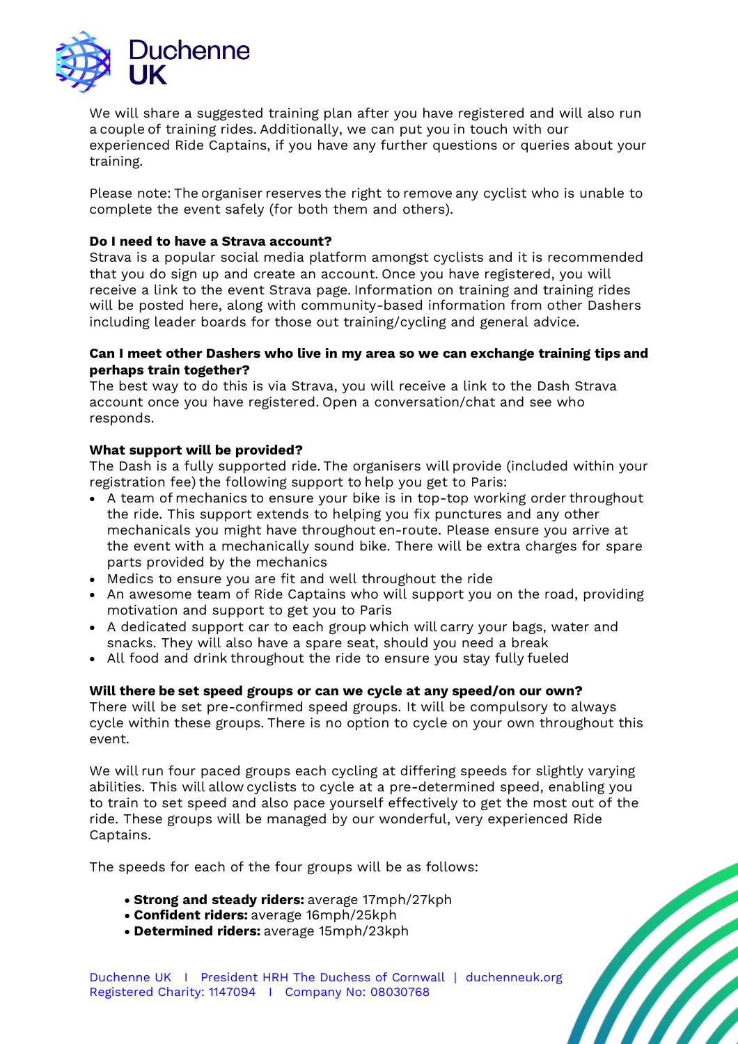We will share a suggested training plan after you have registered and will also run a couple of training rides. Additionally, we can put you in touch with our experienced Ride Captains, if you have any further questions or queries about your training.

Please note: The organiser reserves the right to remove any cyclist who is unable to complete the event safely (for both them and others).

**Do I need to have a Strava account?**

Strava is a popular social media platform amongst cyclists and it is recommended that you do sign up and create an account. Once you have registered, you will receive a link to the event Strava page. Information on training and training rides will be posted here, along with community-based information from other Dashers including leader boards for those out training/cycling and general advice.

**Can I meet other Dashers who live in my area so we can exchange training tips and perhaps train together?**

The best way to do this is via Strava, you will receive a link to the Dash Strava account once you have registered. Open a conversation/chat and see who responds.

**What support will be provided?**

The Dash is a fully supported ride. The organisers will provide (included within your registration fee) the following support to help you get to Paris:

- A team of mechanics to ensure your bike is in top-top working order throughout the ride. This support extends to helping you fix punctures and any other mechanicals you might have throughout en-route. Please ensure you arrive at the event with a mechanically sound bike. There will be extra charges for spare parts provided by the mechanics
- Medics to ensure you are fit and well throughout the ride
- An awesome team of Ride Captains who will support you on the road, providing motivation and support to get you to Paris
- A dedicated support car to each group which will carry your bags, water and snacks. They will also have a spare seat, should you need a break
- All food and drink throughout the ride to ensure you stay fully fueled

**Will there be set speed groups or can we cycle at any speed/on our own?**

There will be set pre-confirmed speed groups. It will be compulsory to always cycle within these groups. There is no option to cycle on your own throughout this event.

We will run four paced groups each cycling at differing speeds for slightly varying abilities. This will allow cyclists to cycle at a pre-determined speed, enabling you to train to set speed and also pace yourself effectively to get the most out of the ride. These groups will be managed by our wonderful, very experienced Ride Captains.

The speeds for each of the four groups will be as follows:

- **Strong and steady riders:** average 17mph/27kph
- **Confident riders:** average 16mph/25kph
- **Determined riders:** average 15mph/23kph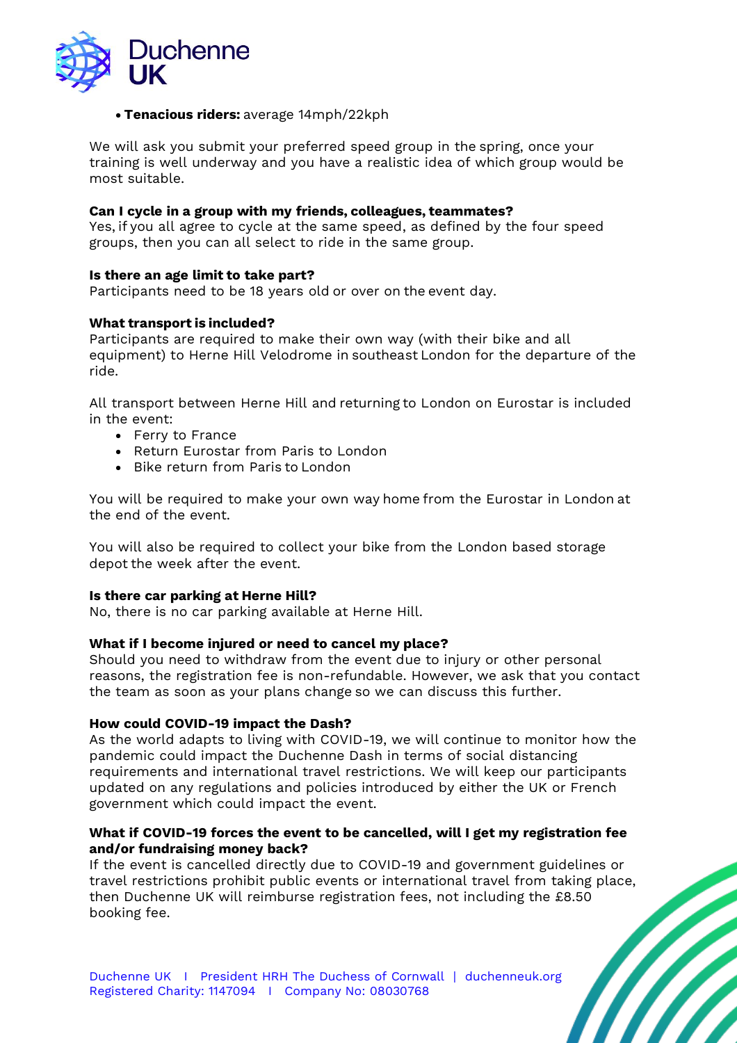- **Tenacious riders:** average 14mph/22kph

We will ask you submit your preferred speed group in the spring, once your training is well underway and you have a realistic idea of which group would be most suitable.

**Can I cycle in a group with my friends, colleagues, teammates?**
Yes, if you all agree to cycle at the same speed, as defined by the four speed groups, then you can all select to ride in the same group.

**Is there an age limit to take part?**
Participants need to be 18 years old or over on the event day.

**What transport is included?**
Participants are required to make their own way (with their bike and all equipment) to Herne Hill Velodrome in southeast London for the departure of the ride.

All transport between Herne Hill and returning to London on Eurostar is included in the event:

- Ferry to France
- Return Eurostar from Paris to London
- Bike return from Paris to London

You will be required to make your own way home from the Eurostar in London at the end of the event.

You will also be required to collect your bike from the London based storage depot the week after the event.

**Is there car parking at Herne Hill?**
No, there is no car parking available at Herne Hill.

**What if I become injured or need to cancel my place?**
Should you need to withdraw from the event due to injury or other personal reasons, the registration fee is non-refundable. However, we ask that you contact the team as soon as your plans change so we can discuss this further.

**How could COVID-19 impact the Dash?**
As the world adapts to living with COVID-19, we will continue to monitor how the pandemic could impact the Duchenne Dash in terms of social distancing requirements and international travel restrictions. We will keep our participants updated on any regulations and policies introduced by either the UK or French government which could impact the event.

**What if COVID-19 forces the event to be cancelled, will I get my registration fee and/or fundraising money back?**
If the event is cancelled directly due to COVID-19 and government guidelines or travel restrictions prohibit public events or international travel from taking place, then Duchenne UK will reimburse registration fees, not including the £8.50 booking fee.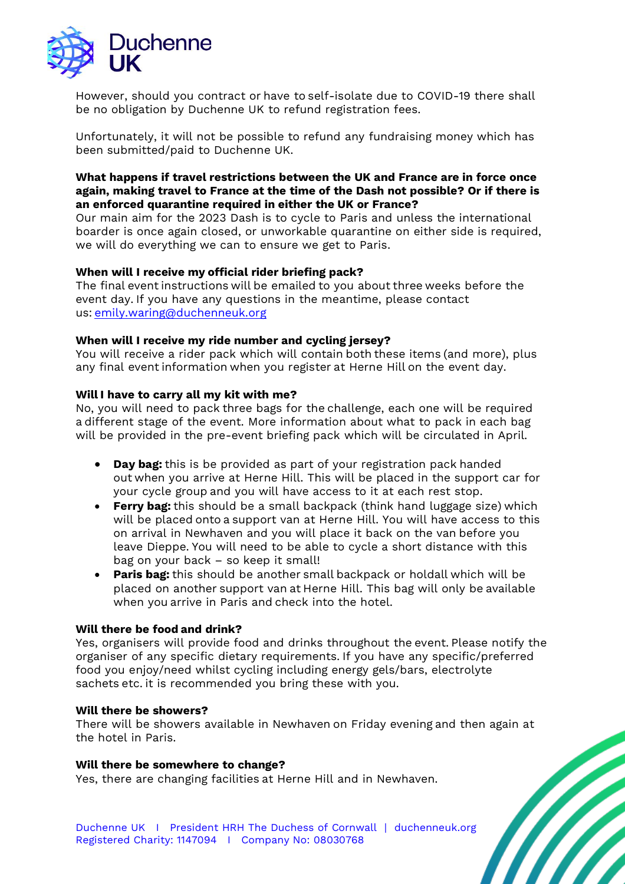However, should you contract or have to self-isolate due to COVID-19 there shall be no obligation by Duchenne UK to refund registration fees.

Unfortunately, it will not be possible to refund any fundraising money which has been submitted/paid to Duchenne UK.

**What happens if travel restrictions between the UK and France are in force once again, making travel to France at the time of the Dash not possible? Or if there is an enforced quarantine required in either the UK or France?**

Our main aim for the 2023 Dash is to cycle to Paris and unless the international boarder is once again closed, or unworkable quarantine on either side is required, we will do everything we can to ensure we get to Paris.

**When will I receive my official rider briefing pack?**

The final event instructions will be emailed to you about three weeks before the event day. If you have any questions in the meantime, please contact us: emily.waring@duchenneuk.org

**When will I receive my ride number and cycling jersey?**

You will receive a rider pack which will contain both these items (and more), plus any final event information when you register at Herne Hill on the event day.

**Will I have to carry all my kit with me?**

No, you will need to pack three bags for the challenge, each one will be required a different stage of the event. More information about what to pack in each bag will be provided in the pre-event briefing pack which will be circulated in April.

- **Day bag:** this is be provided as part of your registration pack handed out when you arrive at Herne Hill. This will be placed in the support car for your cycle group and you will have access to it at each rest stop.
- **Ferry bag:** this should be a small backpack (think hand luggage size) which will be placed onto a support van at Herne Hill. You will have access to this on arrival in Newhaven and you will place it back on the van before you leave Dieppe. You will need to be able to cycle a short distance with this bag on your back – so keep it small!
- **Paris bag:** this should be another small backpack or holdall which will be placed on another support van at Herne Hill. This bag will only be available when you arrive in Paris and check into the hotel.

**Will there be food and drink?**

Yes, organisers will provide food and drinks throughout the event. Please notify the organiser of any specific dietary requirements. If you have any specific/preferred food you enjoy/need whilst cycling including energy gels/bars, electrolyte sachets etc. it is recommended you bring these with you.

**Will there be showers?**

There will be showers available in Newhaven on Friday evening and then again at the hotel in Paris.

**Will there be somewhere to change?**

Yes, there are changing facilities at Herne Hill and in Newhaven.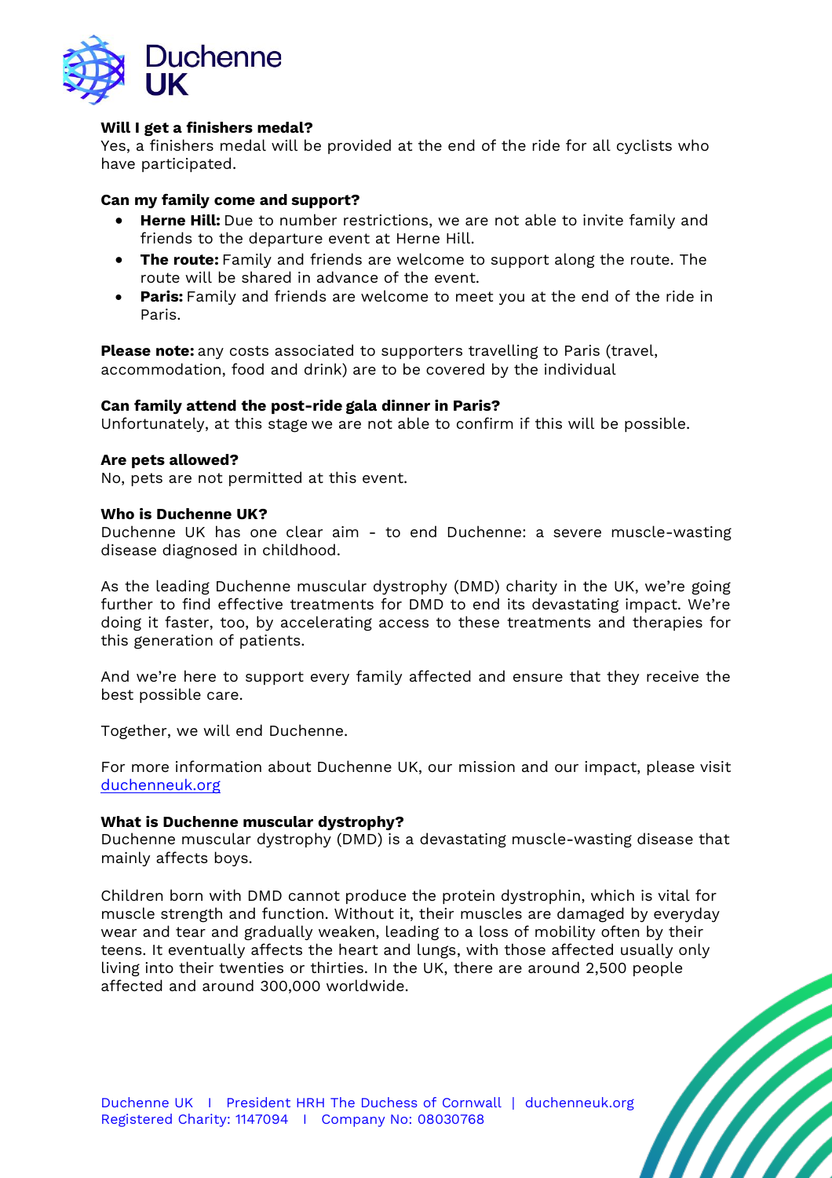**Will I get a finishers medal?**
Yes, a finishers medal will be provided at the end of the ride for all cyclists who have participated.

**Can my family come and support?**

- **Herne Hill:** Due to number restrictions, we are not able to invite family and friends to the departure event at Herne Hill.
- **The route:** Family and friends are welcome to support along the route. The route will be shared in advance of the event.
- **Paris:** Family and friends are welcome to meet you at the end of the ride in Paris.

**Please note:** any costs associated to supporters travelling to Paris (travel, accommodation, food and drink) are to be covered by the individual

**Can family attend the post-ride gala dinner in Paris?**
Unfortunately, at this stage we are not able to confirm if this will be possible.

**Are pets allowed?**
No, pets are not permitted at this event.

**Who is Duchenne UK?**
Duchenne UK has one clear aim - to end Duchenne: a severe muscle-wasting disease diagnosed in childhood.

As the leading Duchenne muscular dystrophy (DMD) charity in the UK, we're going further to find effective treatments for DMD to end its devastating impact. We're doing it faster, too, by accelerating access to these treatments and therapies for this generation of patients.

And we're here to support every family affected and ensure that they receive the best possible care.

Together, we will end Duchenne.

For more information about Duchenne UK, our mission and our impact, please visit [duchenneuk.org](duchenneuk.org)

**What is Duchenne muscular dystrophy?**
Duchenne muscular dystrophy (DMD) is a devastating muscle-wasting disease that mainly affects boys.

Children born with DMD cannot produce the protein dystrophin, which is vital for muscle strength and function. Without it, their muscles are damaged by everyday wear and tear and gradually weaken, leading to a loss of mobility often by their teens. It eventually affects the heart and lungs, with those affected usually only living into their twenties or thirties. In the UK, there are around 2,500 people affected and around 300,000 worldwide.